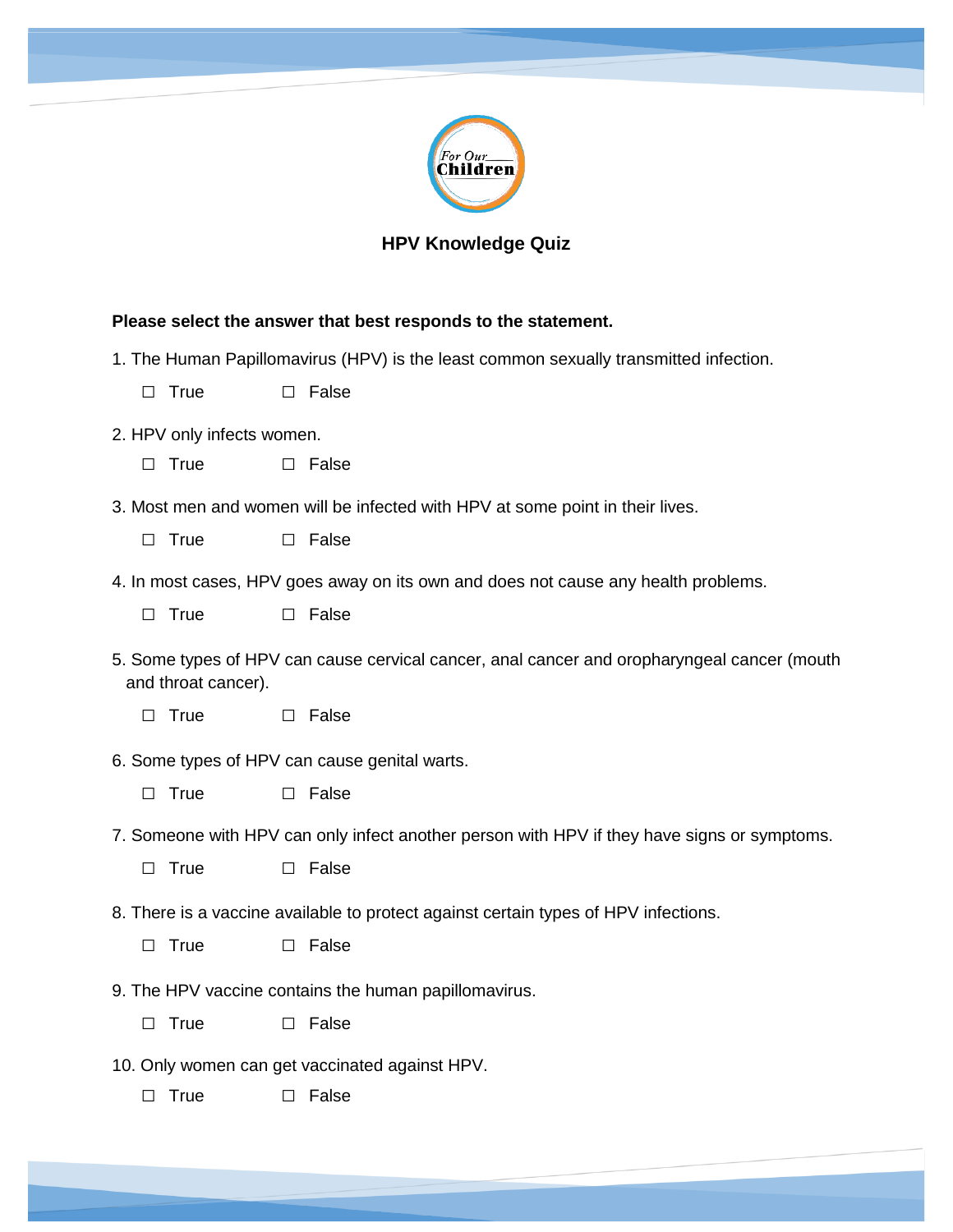For Our Children

## HPV Knowledge Quiz

**Please select the answer that best responds to the statement.**

1. The Human Papillomavirus (HPV) is the least common sexually transmitted infection.

   ☐ True ☐ False

2. HPV only infects women.

   ☐ True ☐ False

3. Most men and women will be infected with HPV at some point in their lives.

   ☐ True ☐ False

4. In most cases, HPV goes away on its own and does not cause any health problems.

   ☐ True ☐ False

5. Some types of HPV can cause cervical cancer, anal cancer and oropharyngeal cancer (mouth and throat cancer).

   ☐ True ☐ False

6. Some types of HPV can cause genital warts.

   ☐ True ☐ False

7. Someone with HPV can only infect another person with HPV if they have signs or symptoms.

   ☐ True ☐ False

8. There is a vaccine available to protect against certain types of HPV infections.

   ☐ True ☐ False

9. The HPV vaccine contains the human papillomavirus.

   ☐ True ☐ False

10. Only women can get vaccinated against HPV.

    ☐ True ☐ False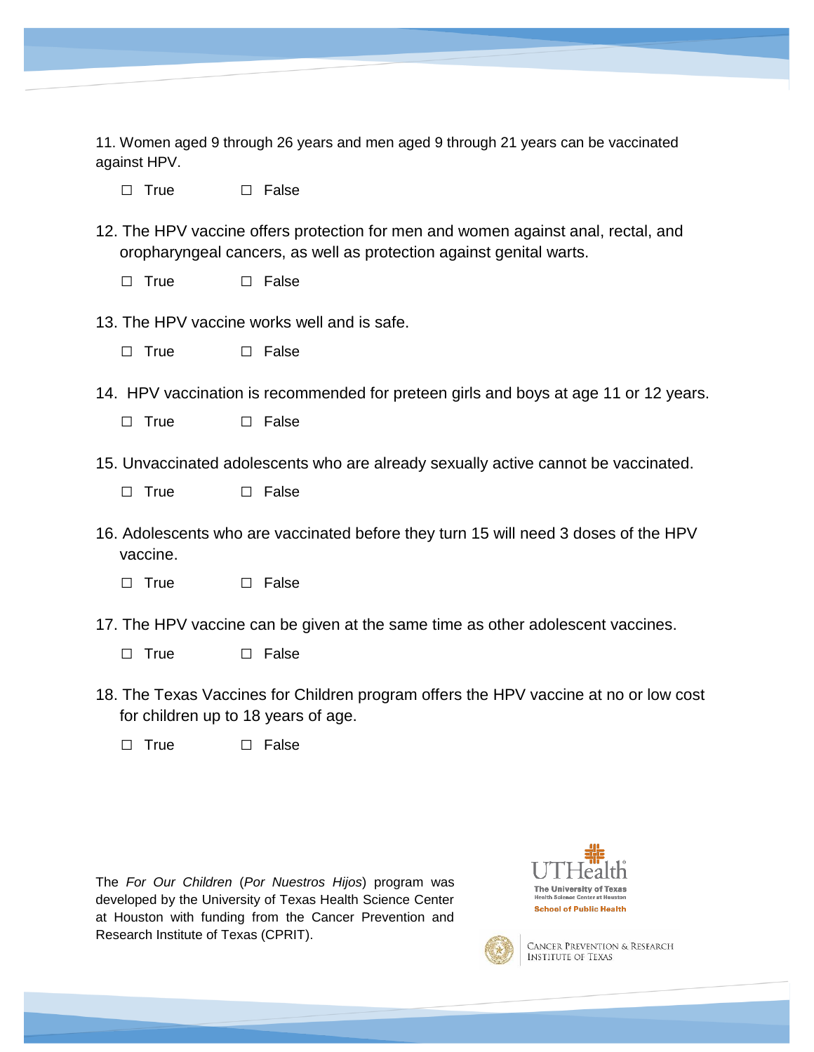11. Women aged 9 through 26 years and men aged 9 through 21 years can be vaccinated against HPV.

☐ True ☐ False

12. The HPV vaccine offers protection for men and women against anal, rectal, and oropharyngeal cancers, as well as protection against genital warts.

☐ True ☐ False

13. The HPV vaccine works well and is safe.

☐ True ☐ False

14. HPV vaccination is recommended for preteen girls and boys at age 11 or 12 years.

☐ True ☐ False

15. Unvaccinated adolescents who are already sexually active cannot be vaccinated.

☐ True ☐ False

16. Adolescents who are vaccinated before they turn 15 will need 3 doses of the HPV vaccine.

☐ True ☐ False

17. The HPV vaccine can be given at the same time as other adolescent vaccines.

☐ True ☐ False

18. The Texas Vaccines for Children program offers the HPV vaccine at no or low cost for children up to 18 years of age.

☐ True ☐ False

The *For Our Children* (*Por Nuestros Hijos*) program was developed by the University of Texas Health Science Center at Houston with funding from the Cancer Prevention and Research Institute of Texas (CPRIT).

UTHealth
The University of Texas Health Science Center at Houston
School of Public Health

Cancer Prevention & Research Institute of Texas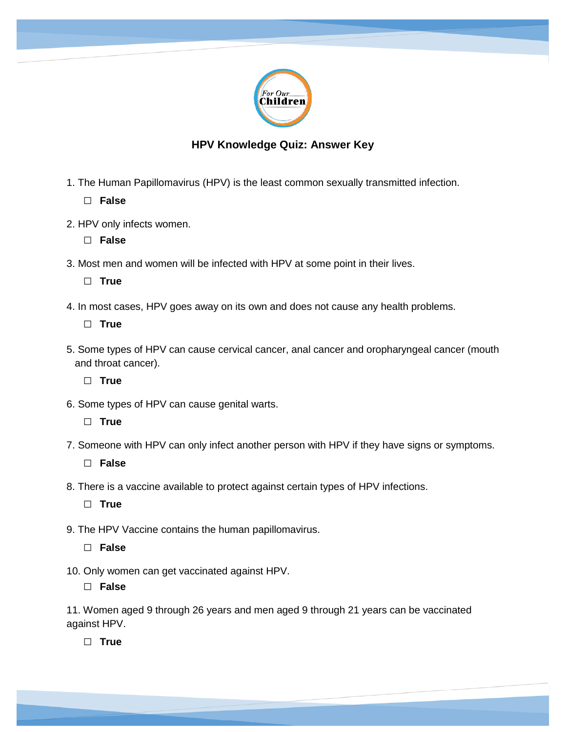### HPV Knowledge Quiz: Answer Key

1. The Human Papillomavirus (HPV) is the least common sexually transmitted infection.

   ☐ **False**

2. HPV only infects women.

   ☐ **False**

3. Most men and women will be infected with HPV at some point in their lives.

   ☐ **True**

4. In most cases, HPV goes away on its own and does not cause any health problems.

   ☐ **True**

5. Some types of HPV can cause cervical cancer, anal cancer and oropharyngeal cancer (mouth and throat cancer).

   ☐ **True**

6. Some types of HPV can cause genital warts.

   ☐ **True**

7. Someone with HPV can only infect another person with HPV if they have signs or symptoms.

   ☐ **False**

8. There is a vaccine available to protect against certain types of HPV infections.

   ☐ **True**

9. The HPV Vaccine contains the human papillomavirus.

   ☐ **False**

10. Only women can get vaccinated against HPV.

    ☐ **False**

11. Women aged 9 through 26 years and men aged 9 through 21 years can be vaccinated against HPV.

    ☐ **True**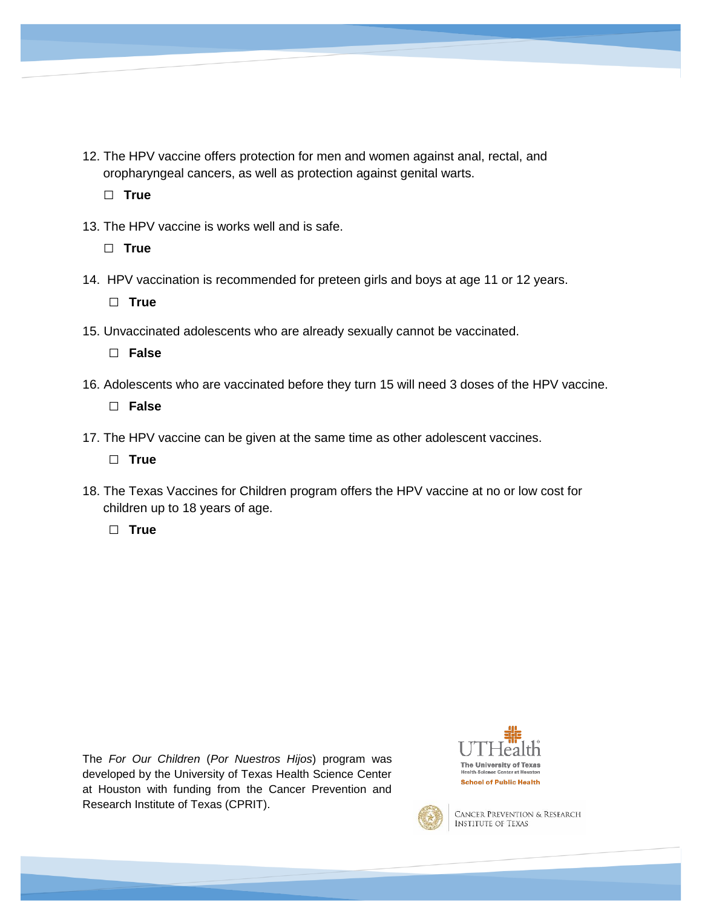12. The HPV vaccine offers protection for men and women against anal, rectal, and oropharyngeal cancers, as well as protection against genital warts.

    ☐ **True**

13. The HPV vaccine is works well and is safe.

    ☐ **True**

14. HPV vaccination is recommended for preteen girls and boys at age 11 or 12 years.

    ☐ **True**

15. Unvaccinated adolescents who are already sexually cannot be vaccinated.

    ☐ **False**

16. Adolescents who are vaccinated before they turn 15 will need 3 doses of the HPV vaccine.

    ☐ **False**

17. The HPV vaccine can be given at the same time as other adolescent vaccines.

    ☐ **True**

18. The Texas Vaccines for Children program offers the HPV vaccine at no or low cost for children up to 18 years of age.

    ☐ **True**

The *For Our Children* (*Por Nuestros Hijos*) program was developed by the University of Texas Health Science Center at Houston with funding from the Cancer Prevention and Research Institute of Texas (CPRIT).

UTHealth
The University of Texas Health Science Center at Houston
School of Public Health

Cancer Prevention & Research Institute of Texas